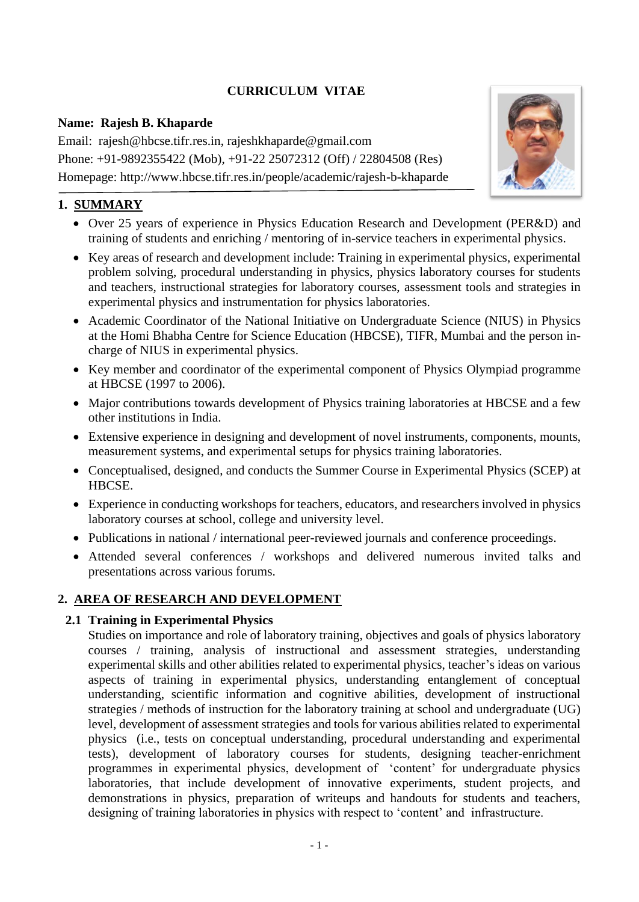# CURRICULUM VITAE

**Name: Rajesh B. Khaparde**

Email: rajesh@hbcse.tifr.res.in, rajeshkhaparde@gmail.com

Phone: +91-9892355422 (Mob), +91-22 25072312 (Off) / 22804508 (Res)

Homepage: http://www.hbcse.tifr.res.in/people/academic/rajesh-b-khaparde

## 1. SUMMARY

- Over 25 years of experience in Physics Education Research and Development (PER&D) and training of students and enriching / mentoring of in-service teachers in experimental physics.
- Key areas of research and development include: Training in experimental physics, experimental problem solving, procedural understanding in physics, physics laboratory courses for students and teachers, instructional strategies for laboratory courses, assessment tools and strategies in experimental physics and instrumentation for physics laboratories.
- Academic Coordinator of the National Initiative on Undergraduate Science (NIUS) in Physics at the Homi Bhabha Centre for Science Education (HBCSE), TIFR, Mumbai and the person in-charge of NIUS in experimental physics.
- Key member and coordinator of the experimental component of Physics Olympiad programme at HBCSE (1997 to 2006).
- Major contributions towards development of Physics training laboratories at HBCSE and a few other institutions in India.
- Extensive experience in designing and development of novel instruments, components, mounts, measurement systems, and experimental setups for physics training laboratories.
- Conceptualised, designed, and conducts the Summer Course in Experimental Physics (SCEP) at HBCSE.
- Experience in conducting workshops for teachers, educators, and researchers involved in physics laboratory courses at school, college and university level.
- Publications in national / international peer-reviewed journals and conference proceedings.
- Attended several conferences / workshops and delivered numerous invited talks and presentations across various forums.

## 2. AREA OF RESEARCH AND DEVELOPMENT

### 2.1 Training in Experimental Physics

Studies on importance and role of laboratory training, objectives and goals of physics laboratory courses / training, analysis of instructional and assessment strategies, understanding experimental skills and other abilities related to experimental physics, teacher's ideas on various aspects of training in experimental physics, understanding entanglement of conceptual understanding, scientific information and cognitive abilities, development of instructional strategies / methods of instruction for the laboratory training at school and undergraduate (UG) level, development of assessment strategies and tools for various abilities related to experimental physics (i.e., tests on conceptual understanding, procedural understanding and experimental tests), development of laboratory courses for students, designing teacher-enrichment programmes in experimental physics, development of 'content' for undergraduate physics laboratories, that include development of innovative experiments, student projects, and demonstrations in physics, preparation of writeups and handouts for students and teachers, designing of training laboratories in physics with respect to 'content' and infrastructure.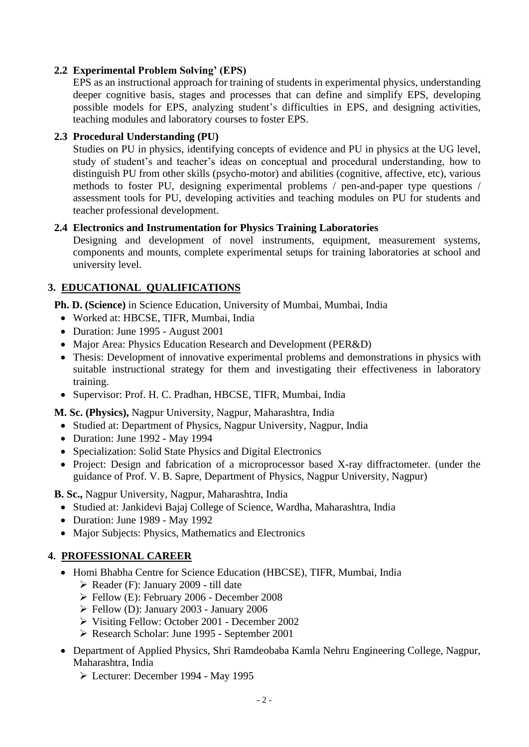### 2.2 Experimental Problem Solving' (EPS)

EPS as an instructional approach for training of students in experimental physics, understanding deeper cognitive basis, stages and processes that can define and simplify EPS, developing possible models for EPS, analyzing student's difficulties in EPS, and designing activities, teaching modules and laboratory courses to foster EPS.

### 2.3 Procedural Understanding (PU)

Studies on PU in physics, identifying concepts of evidence and PU in physics at the UG level, study of student's and teacher's ideas on conceptual and procedural understanding, how to distinguish PU from other skills (psycho-motor) and abilities (cognitive, affective, etc), various methods to foster PU, designing experimental problems / pen-and-paper type questions / assessment tools for PU, developing activities and teaching modules on PU for students and teacher professional development.

### 2.4 Electronics and Instrumentation for Physics Training Laboratories

Designing and development of novel instruments, equipment, measurement systems, components and mounts, complete experimental setups for training laboratories at school and university level.

## 3. EDUCATIONAL QUALIFICATIONS

**Ph. D. (Science)** in Science Education, University of Mumbai, Mumbai, India

- Worked at: HBCSE, TIFR, Mumbai, India
- Duration: June 1995 - August 2001
- Major Area: Physics Education Research and Development (PER&D)
- Thesis: Development of innovative experimental problems and demonstrations in physics with suitable instructional strategy for them and investigating their effectiveness in laboratory training.
- Supervisor: Prof. H. C. Pradhan, HBCSE, TIFR, Mumbai, India

**M. Sc. (Physics),** Nagpur University, Nagpur, Maharashtra, India

- Studied at: Department of Physics, Nagpur University, Nagpur, India
- Duration: June 1992 - May 1994
- Specialization: Solid State Physics and Digital Electronics
- Project: Design and fabrication of a microprocessor based X-ray diffractometer. (under the guidance of Prof. V. B. Sapre, Department of Physics, Nagpur University, Nagpur)

**B. Sc.,** Nagpur University, Nagpur, Maharashtra, India

- Studied at: Jankidevi Bajaj College of Science, Wardha, Maharashtra, India
- Duration: June 1989 - May 1992
- Major Subjects: Physics, Mathematics and Electronics

## 4. PROFESSIONAL CAREER

- Homi Bhabha Centre for Science Education (HBCSE), TIFR, Mumbai, India
  - Reader (F): January 2009 - till date
  - Fellow (E): February 2006 - December 2008
  - Fellow (D): January 2003 - January 2006
  - Visiting Fellow: October 2001 - December 2002
  - Research Scholar: June 1995 - September 2001
- Department of Applied Physics, Shri Ramdeobaba Kamla Nehru Engineering College, Nagpur, Maharashtra, India
  - Lecturer: December 1994 - May 1995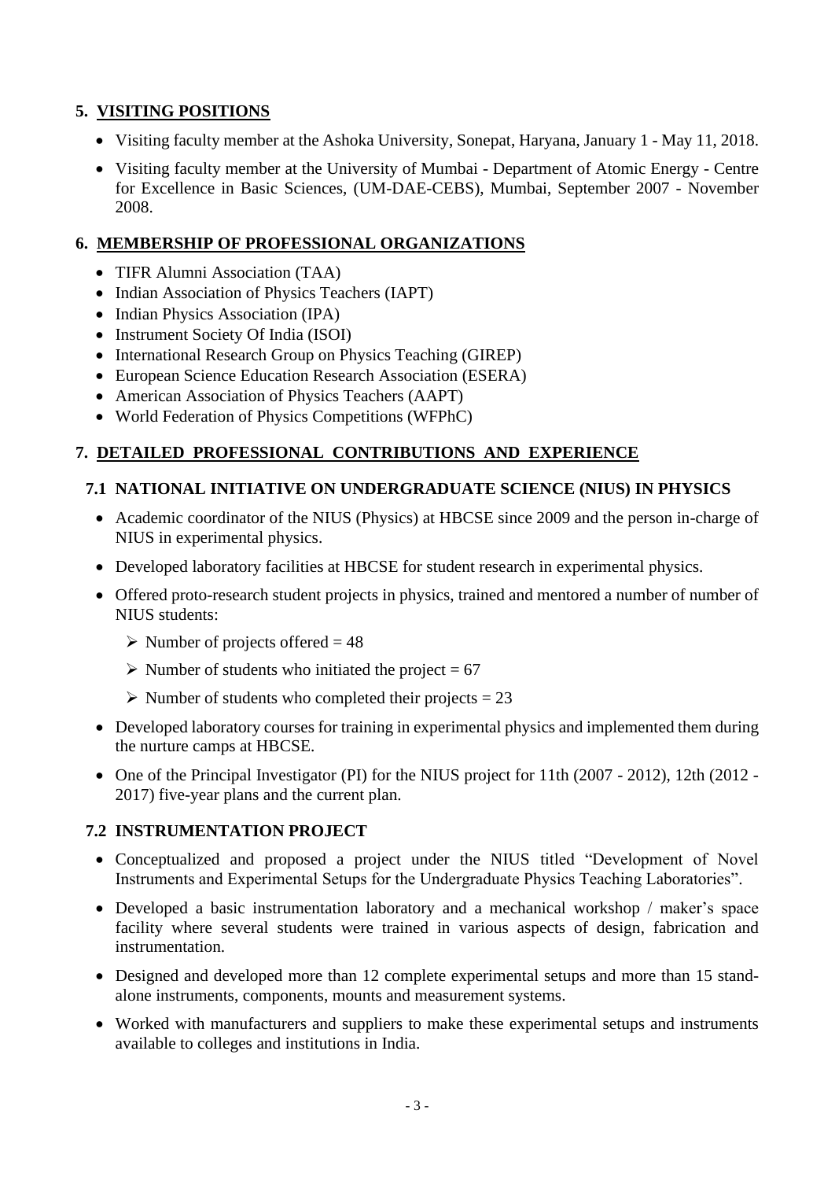## 5. VISITING POSITIONS

- Visiting faculty member at the Ashoka University, Sonepat, Haryana, January 1 - May 11, 2018.
- Visiting faculty member at the University of Mumbai - Department of Atomic Energy - Centre for Excellence in Basic Sciences, (UM-DAE-CEBS), Mumbai, September 2007 - November 2008.

## 6. MEMBERSHIP OF PROFESSIONAL ORGANIZATIONS

- TIFR Alumni Association (TAA)
- Indian Association of Physics Teachers (IAPT)
- Indian Physics Association (IPA)
- Instrument Society Of India (ISOI)
- International Research Group on Physics Teaching (GIREP)
- European Science Education Research Association (ESERA)
- American Association of Physics Teachers (AAPT)
- World Federation of Physics Competitions (WFPhC)

## 7. DETAILED PROFESSIONAL CONTRIBUTIONS AND EXPERIENCE

### 7.1 NATIONAL INITIATIVE ON UNDERGRADUATE SCIENCE (NIUS) IN PHYSICS

- Academic coordinator of the NIUS (Physics) at HBCSE since 2009 and the person in-charge of NIUS in experimental physics.
- Developed laboratory facilities at HBCSE for student research in experimental physics.
- Offered proto-research student projects in physics, trained and mentored a number of number of NIUS students:
  - Number of projects offered = 48
  - Number of students who initiated the project = 67
  - Number of students who completed their projects = 23
- Developed laboratory courses for training in experimental physics and implemented them during the nurture camps at HBCSE.
- One of the Principal Investigator (PI) for the NIUS project for 11th (2007 - 2012), 12th (2012 - 2017) five-year plans and the current plan.

### 7.2 INSTRUMENTATION PROJECT

- Conceptualized and proposed a project under the NIUS titled "Development of Novel Instruments and Experimental Setups for the Undergraduate Physics Teaching Laboratories".
- Developed a basic instrumentation laboratory and a mechanical workshop / maker's space facility where several students were trained in various aspects of design, fabrication and instrumentation.
- Designed and developed more than 12 complete experimental setups and more than 15 stand-alone instruments, components, mounts and measurement systems.
- Worked with manufacturers and suppliers to make these experimental setups and instruments available to colleges and institutions in India.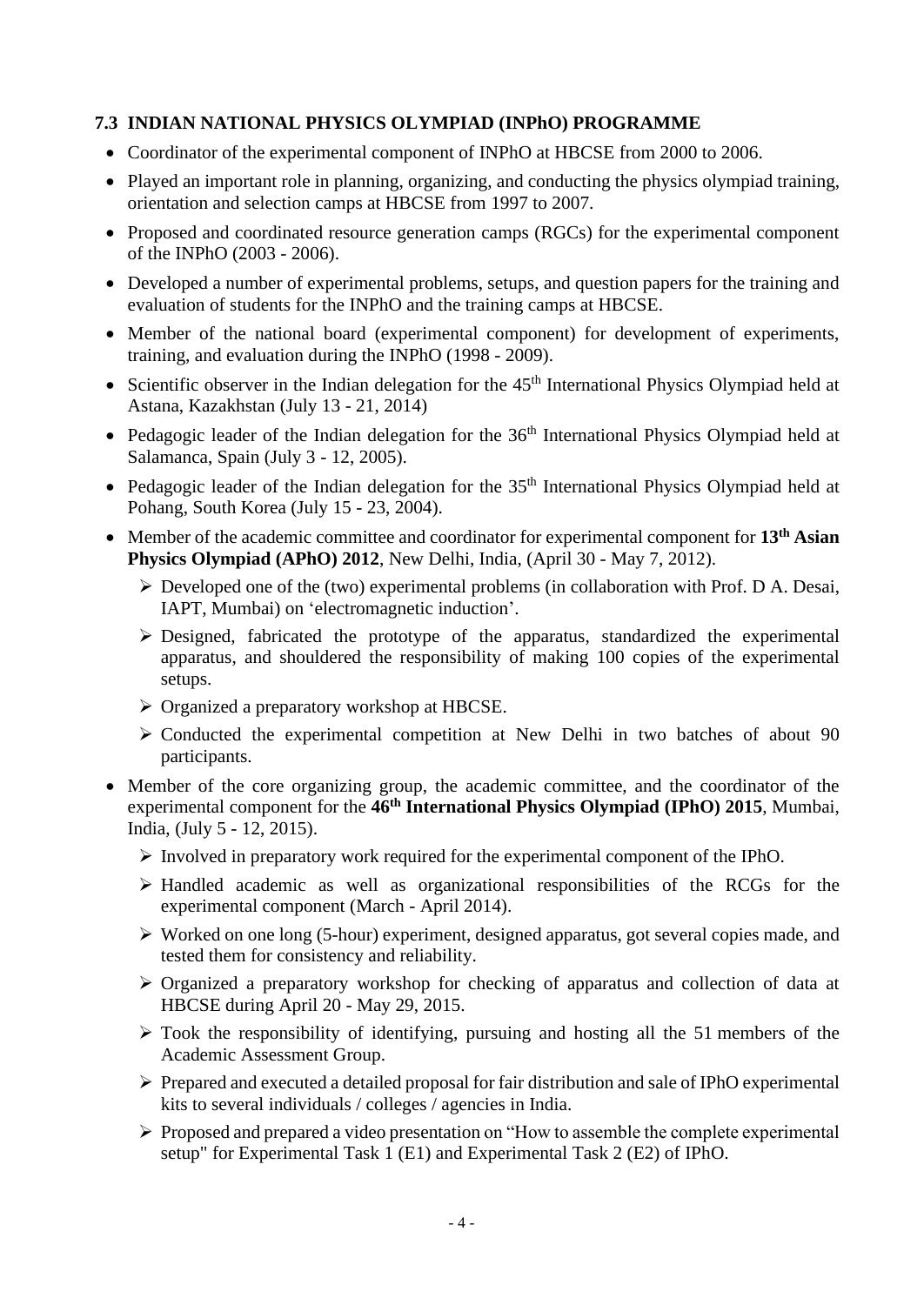### 7.3 INDIAN NATIONAL PHYSICS OLYMPIAD (INPhO) PROGRAMME

- Coordinator of the experimental component of INPhO at HBCSE from 2000 to 2006.
- Played an important role in planning, organizing, and conducting the physics olympiad training, orientation and selection camps at HBCSE from 1997 to 2007.
- Proposed and coordinated resource generation camps (RGCs) for the experimental component of the INPhO (2003 - 2006).
- Developed a number of experimental problems, setups, and question papers for the training and evaluation of students for the INPhO and the training camps at HBCSE.
- Member of the national board (experimental component) for development of experiments, training, and evaluation during the INPhO (1998 - 2009).
- Scientific observer in the Indian delegation for the 45th International Physics Olympiad held at Astana, Kazakhstan (July 13 - 21, 2014)
- Pedagogic leader of the Indian delegation for the 36th International Physics Olympiad held at Salamanca, Spain (July 3 - 12, 2005).
- Pedagogic leader of the Indian delegation for the 35th International Physics Olympiad held at Pohang, South Korea (July 15 - 23, 2004).
- Member of the academic committee and coordinator for experimental component for **13th Asian Physics Olympiad (APhO) 2012**, New Delhi, India, (April 30 - May 7, 2012).
  - Developed one of the (two) experimental problems (in collaboration with Prof. D A. Desai, IAPT, Mumbai) on 'electromagnetic induction'.
  - Designed, fabricated the prototype of the apparatus, standardized the experimental apparatus, and shouldered the responsibility of making 100 copies of the experimental setups.
  - Organized a preparatory workshop at HBCSE.
  - Conducted the experimental competition at New Delhi in two batches of about 90 participants.
- Member of the core organizing group, the academic committee, and the coordinator of the experimental component for the **46th International Physics Olympiad (IPhO) 2015**, Mumbai, India, (July 5 - 12, 2015).
  - Involved in preparatory work required for the experimental component of the IPhO.
  - Handled academic as well as organizational responsibilities of the RCGs for the experimental component (March - April 2014).
  - Worked on one long (5-hour) experiment, designed apparatus, got several copies made, and tested them for consistency and reliability.
  - Organized a preparatory workshop for checking of apparatus and collection of data at HBCSE during April 20 - May 29, 2015.
  - Took the responsibility of identifying, pursuing and hosting all the 51 members of the Academic Assessment Group.
  - Prepared and executed a detailed proposal for fair distribution and sale of IPhO experimental kits to several individuals / colleges / agencies in India.
  - Proposed and prepared a video presentation on "How to assemble the complete experimental setup" for Experimental Task 1 (E1) and Experimental Task 2 (E2) of IPhO.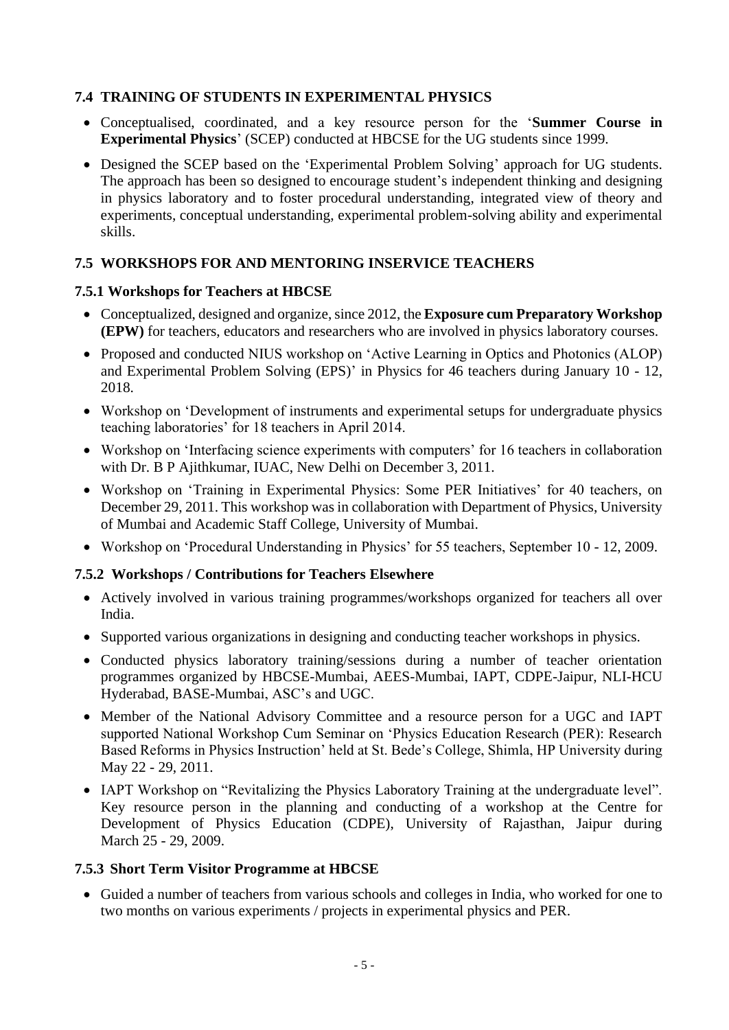## 7.4 TRAINING OF STUDENTS IN EXPERIMENTAL PHYSICS

- Conceptualised, coordinated, and a key resource person for the '**Summer Course in Experimental Physics**' (SCEP) conducted at HBCSE for the UG students since 1999.
- Designed the SCEP based on the 'Experimental Problem Solving' approach for UG students. The approach has been so designed to encourage student's independent thinking and designing in physics laboratory and to foster procedural understanding, integrated view of theory and experiments, conceptual understanding, experimental problem-solving ability and experimental skills.

## 7.5 WORKSHOPS FOR AND MENTORING INSERVICE TEACHERS

### 7.5.1 Workshops for Teachers at HBCSE

- Conceptualized, designed and organize, since 2012, the **Exposure cum Preparatory Workshop (EPW)** for teachers, educators and researchers who are involved in physics laboratory courses.
- Proposed and conducted NIUS workshop on 'Active Learning in Optics and Photonics (ALOP) and Experimental Problem Solving (EPS)' in Physics for 46 teachers during January 10 - 12, 2018.
- Workshop on 'Development of instruments and experimental setups for undergraduate physics teaching laboratories' for 18 teachers in April 2014.
- Workshop on 'Interfacing science experiments with computers' for 16 teachers in collaboration with Dr. B P Ajithkumar, IUAC, New Delhi on December 3, 2011.
- Workshop on 'Training in Experimental Physics: Some PER Initiatives' for 40 teachers, on December 29, 2011. This workshop was in collaboration with Department of Physics, University of Mumbai and Academic Staff College, University of Mumbai.
- Workshop on 'Procedural Understanding in Physics' for 55 teachers, September 10 - 12, 2009.

### 7.5.2 Workshops / Contributions for Teachers Elsewhere

- Actively involved in various training programmes/workshops organized for teachers all over India.
- Supported various organizations in designing and conducting teacher workshops in physics.
- Conducted physics laboratory training/sessions during a number of teacher orientation programmes organized by HBCSE-Mumbai, AEES-Mumbai, IAPT, CDPE-Jaipur, NLI-HCU Hyderabad, BASE-Mumbai, ASC's and UGC.
- Member of the National Advisory Committee and a resource person for a UGC and IAPT supported National Workshop Cum Seminar on 'Physics Education Research (PER): Research Based Reforms in Physics Instruction' held at St. Bede's College, Shimla, HP University during May 22 - 29, 2011.
- IAPT Workshop on "Revitalizing the Physics Laboratory Training at the undergraduate level". Key resource person in the planning and conducting of a workshop at the Centre for Development of Physics Education (CDPE), University of Rajasthan, Jaipur during March 25 - 29, 2009.

### 7.5.3 Short Term Visitor Programme at HBCSE

- Guided a number of teachers from various schools and colleges in India, who worked for one to two months on various experiments / projects in experimental physics and PER.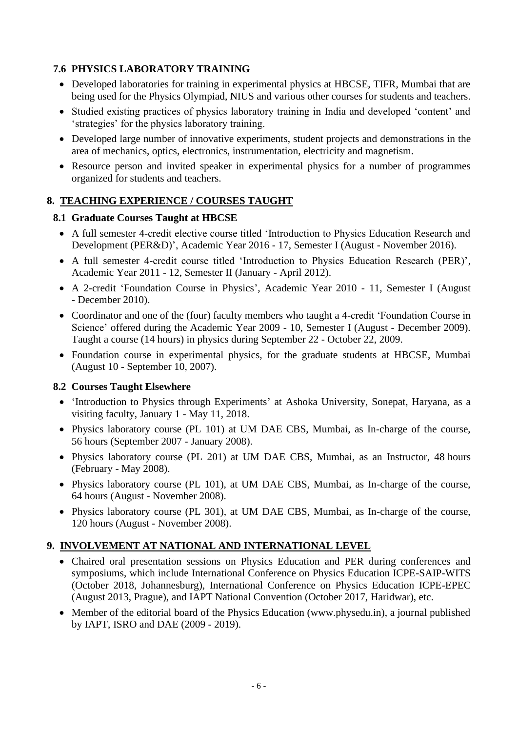### 7.6 PHYSICS LABORATORY TRAINING

- Developed laboratories for training in experimental physics at HBCSE, TIFR, Mumbai that are being used for the Physics Olympiad, NIUS and various other courses for students and teachers.
- Studied existing practices of physics laboratory training in India and developed 'content' and 'strategies' for the physics laboratory training.
- Developed large number of innovative experiments, student projects and demonstrations in the area of mechanics, optics, electronics, instrumentation, electricity and magnetism.
- Resource person and invited speaker in experimental physics for a number of programmes organized for students and teachers.

## 8. TEACHING EXPERIENCE / COURSES TAUGHT

### 8.1 Graduate Courses Taught at HBCSE

- A full semester 4-credit elective course titled 'Introduction to Physics Education Research and Development (PER&D)', Academic Year 2016 - 17, Semester I (August - November 2016).
- A full semester 4-credit course titled 'Introduction to Physics Education Research (PER)', Academic Year 2011 - 12, Semester II (January - April 2012).
- A 2-credit 'Foundation Course in Physics', Academic Year 2010 - 11, Semester I (August - December 2010).
- Coordinator and one of the (four) faculty members who taught a 4-credit 'Foundation Course in Science' offered during the Academic Year 2009 - 10, Semester I (August - December 2009). Taught a course (14 hours) in physics during September 22 - October 22, 2009.
- Foundation course in experimental physics, for the graduate students at HBCSE, Mumbai (August 10 - September 10, 2007).

### 8.2 Courses Taught Elsewhere

- 'Introduction to Physics through Experiments' at Ashoka University, Sonepat, Haryana, as a visiting faculty, January 1 - May 11, 2018.
- Physics laboratory course (PL 101) at UM DAE CBS, Mumbai, as In-charge of the course, 56 hours (September 2007 - January 2008).
- Physics laboratory course (PL 201) at UM DAE CBS, Mumbai, as an Instructor, 48 hours (February - May 2008).
- Physics laboratory course (PL 101), at UM DAE CBS, Mumbai, as In-charge of the course, 64 hours (August - November 2008).
- Physics laboratory course (PL 301), at UM DAE CBS, Mumbai, as In-charge of the course, 120 hours (August - November 2008).

## 9. INVOLVEMENT AT NATIONAL AND INTERNATIONAL LEVEL

- Chaired oral presentation sessions on Physics Education and PER during conferences and symposiums, which include International Conference on Physics Education ICPE-SAIP-WITS (October 2018, Johannesburg), International Conference on Physics Education ICPE-EPEC (August 2013, Prague), and IAPT National Convention (October 2017, Haridwar), etc.
- Member of the editorial board of the Physics Education (www.physedu.in), a journal published by IAPT, ISRO and DAE (2009 - 2019).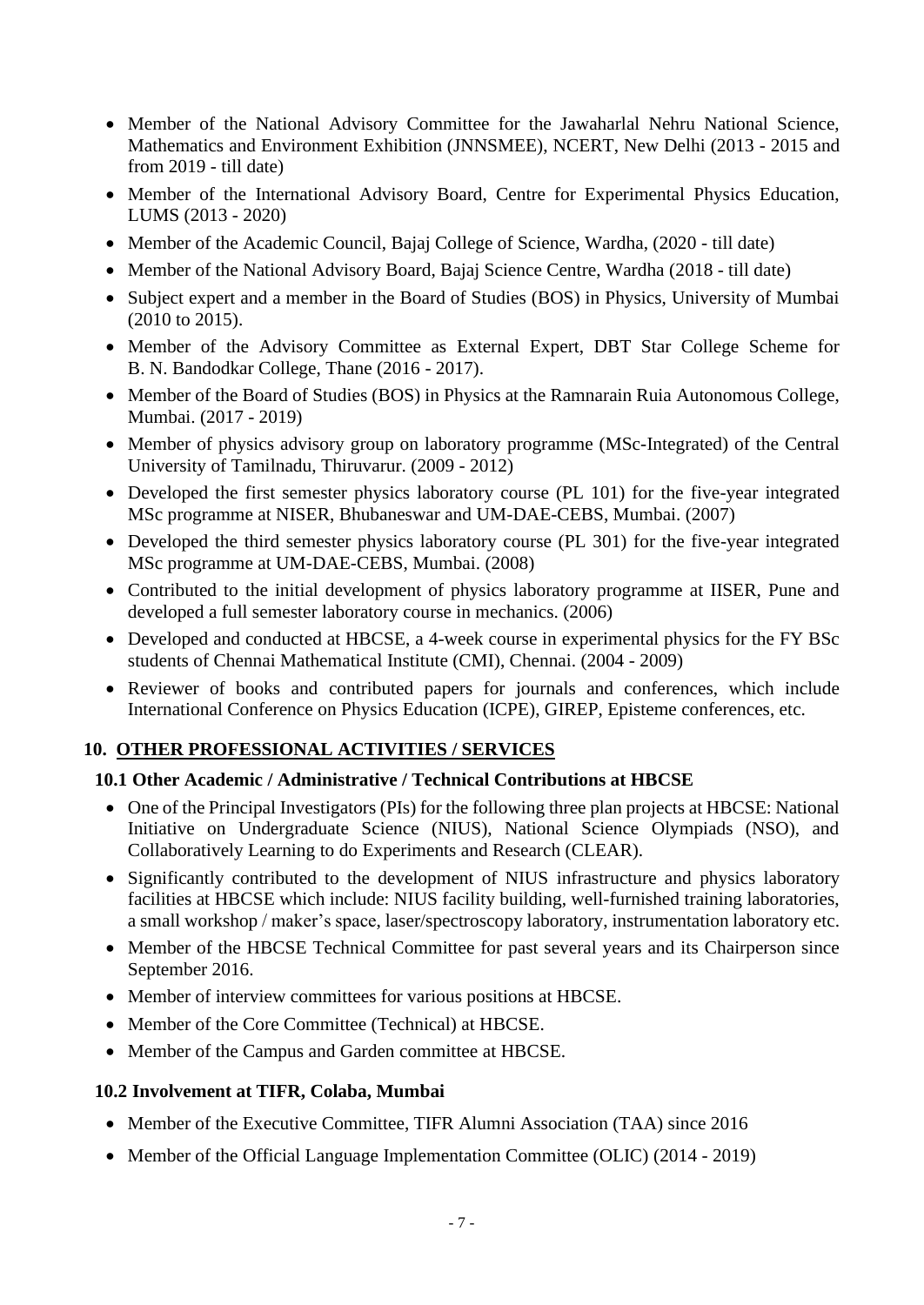- Member of the National Advisory Committee for the Jawaharlal Nehru National Science, Mathematics and Environment Exhibition (JNNSMEE), NCERT, New Delhi (2013 - 2015 and from 2019 - till date)
- Member of the International Advisory Board, Centre for Experimental Physics Education, LUMS (2013 - 2020)
- Member of the Academic Council, Bajaj College of Science, Wardha, (2020 - till date)
- Member of the National Advisory Board, Bajaj Science Centre, Wardha (2018 - till date)
- Subject expert and a member in the Board of Studies (BOS) in Physics, University of Mumbai (2010 to 2015).
- Member of the Advisory Committee as External Expert, DBT Star College Scheme for B. N. Bandodkar College, Thane (2016 - 2017).
- Member of the Board of Studies (BOS) in Physics at the Ramnarain Ruia Autonomous College, Mumbai. (2017 - 2019)
- Member of physics advisory group on laboratory programme (MSc-Integrated) of the Central University of Tamilnadu, Thiruvarur. (2009 - 2012)
- Developed the first semester physics laboratory course (PL 101) for the five-year integrated MSc programme at NISER, Bhubaneswar and UM-DAE-CEBS, Mumbai. (2007)
- Developed the third semester physics laboratory course (PL 301) for the five-year integrated MSc programme at UM-DAE-CEBS, Mumbai. (2008)
- Contributed to the initial development of physics laboratory programme at IISER, Pune and developed a full semester laboratory course in mechanics. (2006)
- Developed and conducted at HBCSE, a 4-week course in experimental physics for the FY BSc students of Chennai Mathematical Institute (CMI), Chennai. (2004 - 2009)
- Reviewer of books and contributed papers for journals and conferences, which include International Conference on Physics Education (ICPE), GIREP, Episteme conferences, etc.

## 10. OTHER PROFESSIONAL ACTIVITIES / SERVICES

### 10.1 Other Academic / Administrative / Technical Contributions at HBCSE

- One of the Principal Investigators (PIs) for the following three plan projects at HBCSE: National Initiative on Undergraduate Science (NIUS), National Science Olympiads (NSO), and Collaboratively Learning to do Experiments and Research (CLEAR).
- Significantly contributed to the development of NIUS infrastructure and physics laboratory facilities at HBCSE which include: NIUS facility building, well-furnished training laboratories, a small workshop / maker's space, laser/spectroscopy laboratory, instrumentation laboratory etc.
- Member of the HBCSE Technical Committee for past several years and its Chairperson since September 2016.
- Member of interview committees for various positions at HBCSE.
- Member of the Core Committee (Technical) at HBCSE.
- Member of the Campus and Garden committee at HBCSE.

### 10.2 Involvement at TIFR, Colaba, Mumbai

- Member of the Executive Committee, TIFR Alumni Association (TAA) since 2016
- Member of the Official Language Implementation Committee (OLIC) (2014 - 2019)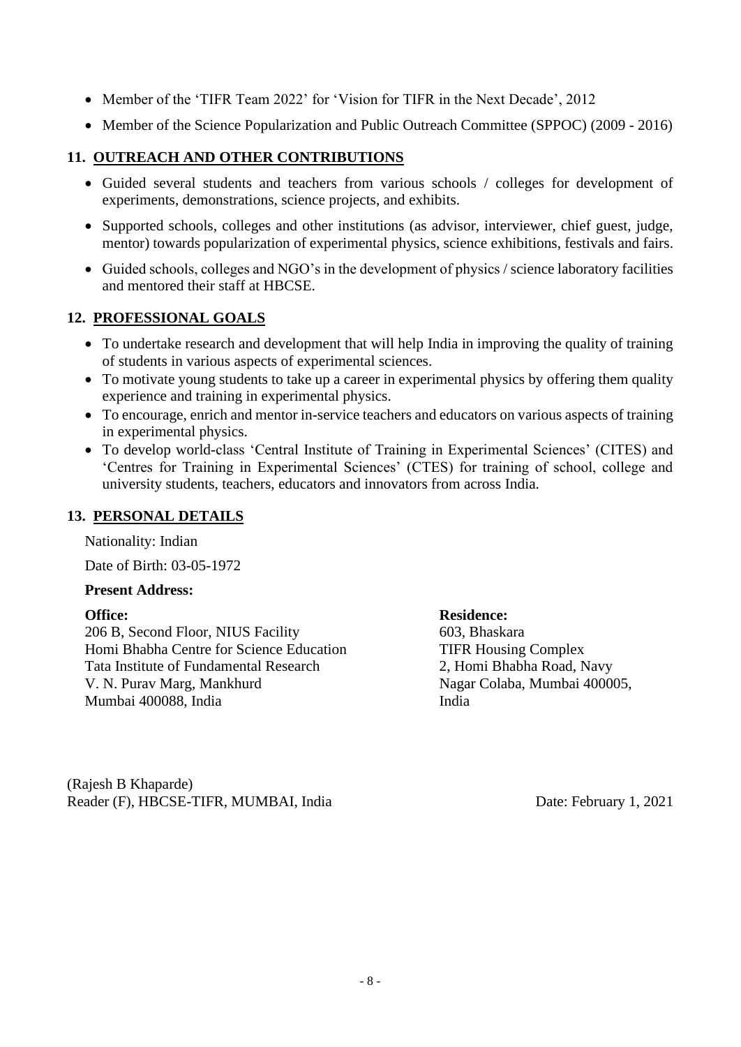- Member of the 'TIFR Team 2022' for 'Vision for TIFR in the Next Decade', 2012
- Member of the Science Popularization and Public Outreach Committee (SPPOC) (2009 - 2016)

## 11. OUTREACH AND OTHER CONTRIBUTIONS

- Guided several students and teachers from various schools / colleges for development of experiments, demonstrations, science projects, and exhibits.
- Supported schools, colleges and other institutions (as advisor, interviewer, chief guest, judge, mentor) towards popularization of experimental physics, science exhibitions, festivals and fairs.
- Guided schools, colleges and NGO's in the development of physics / science laboratory facilities and mentored their staff at HBCSE.

## 12. PROFESSIONAL GOALS

- To undertake research and development that will help India in improving the quality of training of students in various aspects of experimental sciences.
- To motivate young students to take up a career in experimental physics by offering them quality experience and training in experimental physics.
- To encourage, enrich and mentor in-service teachers and educators on various aspects of training in experimental physics.
- To develop world-class 'Central Institute of Training in Experimental Sciences' (CITES) and 'Centres for Training in Experimental Sciences' (CTES) for training of school, college and university students, teachers, educators and innovators from across India.

## 13. PERSONAL DETAILS

Nationality: Indian

Date of Birth: 03-05-1972

**Present Address:**

**Office:**
206 B, Second Floor, NIUS Facility
Homi Bhabha Centre for Science Education
Tata Institute of Fundamental Research
V. N. Purav Marg, Mankhurd
Mumbai 400088, India

**Residence:**
603, Bhaskara
TIFR Housing Complex
2, Homi Bhabha Road, Navy
Nagar Colaba, Mumbai 400005,
India

(Rajesh B Khaparde)
Reader (F), HBCSE-TIFR, MUMBAI, India

Date: February 1, 2021